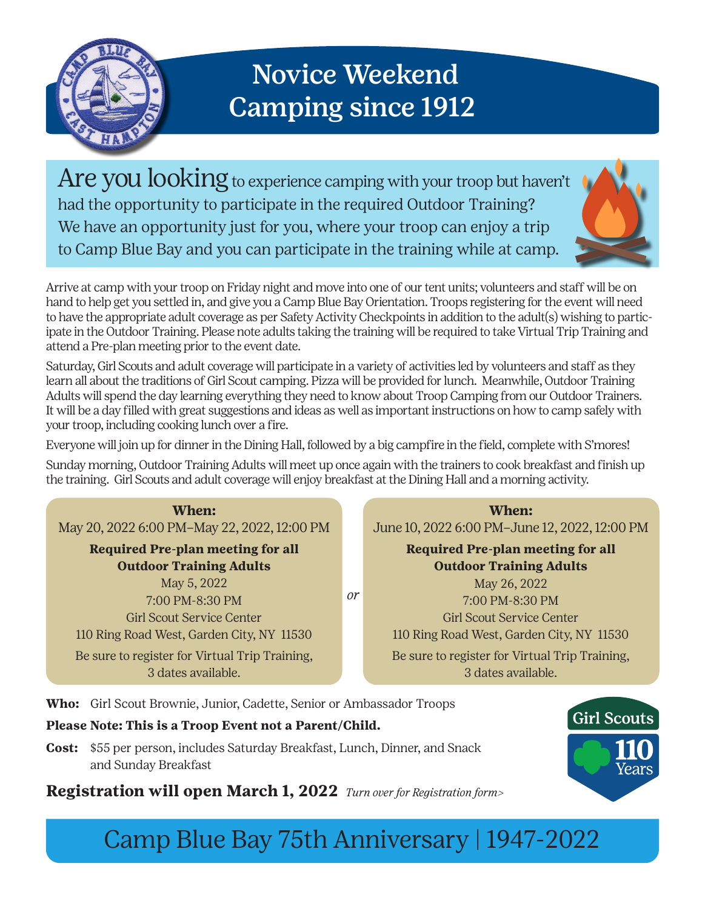# Novice Weekend Camping since 1912

**Are you looking** to experience camping with your troop but haven't had the opportunity to participate in the required Outdoor Training? We have an opportunity just for you, where your troop can enjoy a trip to Camp Blue Bay and you can participate in the training while at camp.

Arrive at camp with your troop on Friday night and move into one of our tent units; volunteers and staff will be on hand to help get you settled in, and give you a Camp Blue Bay Orientation. Troops registering for the event will need to have the appropriate adult coverage as per Safety Activity Checkpoints in addition to the adult(s) wishing to participate in the Outdoor Training. Please note adults taking the training will be required to take Virtual Trip Training and attend a Pre-plan meeting prior to the event date.

Saturday, Girl Scouts and adult coverage will participate in a variety of activities led by volunteers and staff as they learn all about the traditions of Girl Scout camping. Pizza will be provided for lunch. Meanwhile, Outdoor Training Adults will spend the day learning everything they need to know about Troop Camping from our Outdoor Trainers. It will be a day filled with great suggestions and ideas as well as important instructions on how to camp safely with your troop, including cooking lunch over a fire.

Everyone will join up for dinner in the Dining Hall, followed by a big campfire in the field, complete with S'mores!

Sunday morning, Outdoor Training Adults will meet up once again with the trainers to cook breakfast and finish up the training. Girl Scouts and adult coverage will enjoy breakfast at the Dining Hall and a morning activity.

**When:**
May 20, 2022 6:00 PM–May 22, 2022, 12:00 PM

**Required Pre-plan meeting for all Outdoor Training Adults**
May 5, 2022
7:00 PM-8:30 PM
Girl Scout Service Center
110 Ring Road West, Garden City, NY 11530

Be sure to register for Virtual Trip Training, 3 dates available.

*or*

**When:**
June 10, 2022 6:00 PM–June 12, 2022, 12:00 PM

**Required Pre-plan meeting for all Outdoor Training Adults**
May 26, 2022
7:00 PM-8:30 PM
Girl Scout Service Center
110 Ring Road West, Garden City, NY 11530

Be sure to register for Virtual Trip Training, 3 dates available.

**Who:** Girl Scout Brownie, Junior, Cadette, Senior or Ambassador Troops

**Please Note: This is a Troop Event not a Parent/Child.**

**Cost:** $55 per person, includes Saturday Breakfast, Lunch, Dinner, and Snack and Sunday Breakfast

**Registration will open March 1, 2022** *Turn over for Registration form>*

Girl Scouts 110 Years

Camp Blue Bay 75th Anniversary | 1947-2022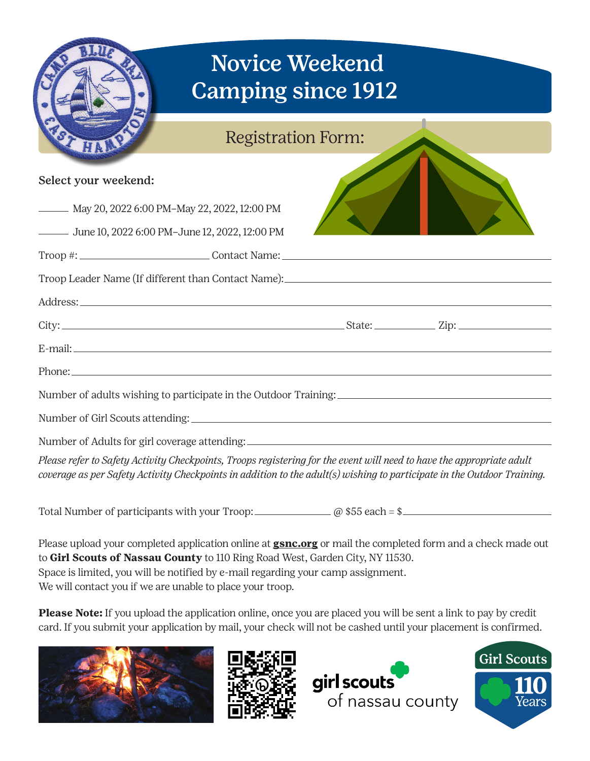# Novice Weekend Camping since 1912

## Registration Form:

**Select your weekend:**

______ May 20, 2022 6:00 PM–May 22, 2022, 12:00 PM

______ June 10, 2022 6:00 PM–June 12, 2022, 12:00 PM

Troop #: ____________________ Contact Name: ____________________

Troop Leader Name (If different than Contact Name): ____________________

Address: ____________________

City: ____________________ State: __________ Zip: __________

E-mail: ____________________

Phone: ____________________

Number of adults wishing to participate in the Outdoor Training: ____________________

Number of Girl Scouts attending: ____________________

Number of Adults for girl coverage attending: ____________________

*Please refer to Safety Activity Checkpoints, Troops registering for the event will need to have the appropriate adult coverage as per Safety Activity Checkpoints in addition to the adult(s) wishing to participate in the Outdoor Training.*

Total Number of participants with your Troop: __________ @ $55 each = $__________

Please upload your completed application online at **gsnc.org** or mail the completed form and a check made out to **Girl Scouts of Nassau County** to 110 Ring Road West, Garden City, NY 11530.
Space is limited, you will be notified by e-mail regarding your camp assignment.
We will contact you if we are unable to place your troop.

**Please Note:** If you upload the application online, once you are placed you will be sent a link to pay by credit card. If you submit your application by mail, your check will not be cashed until your placement is confirmed.

girl scouts of nassau county

Girl Scouts 110 Years